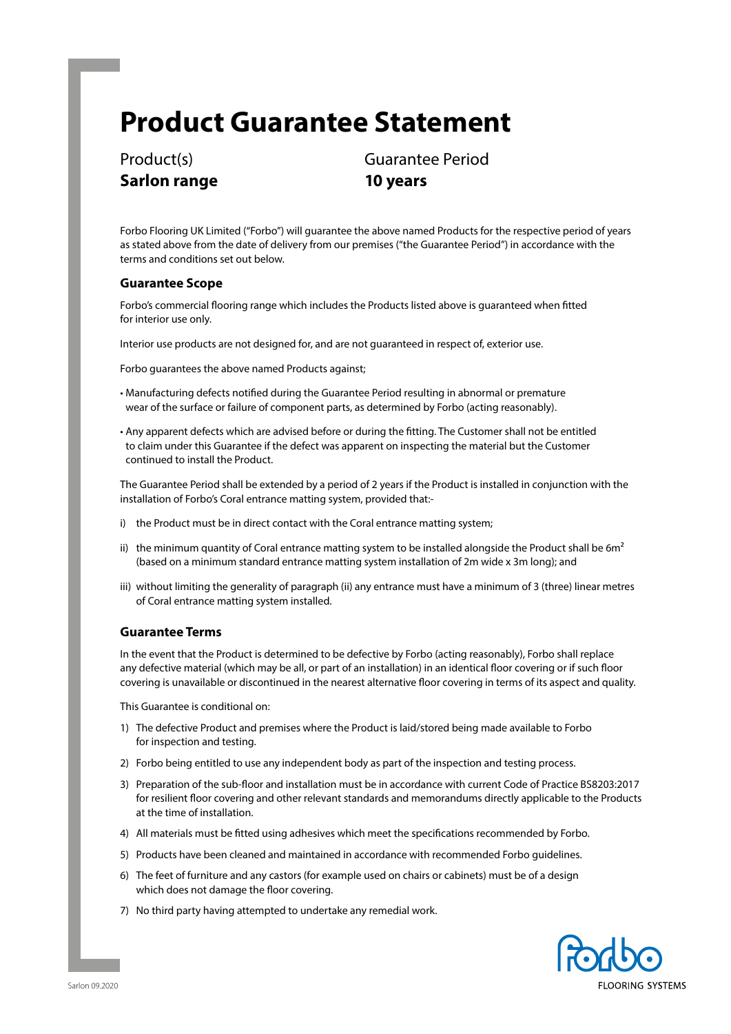# Product Guarantee Statement

Product(s)
**Sarlon range**

Guarantee Period
**10 years**

Forbo Flooring UK Limited ("Forbo") will guarantee the above named Products for the respective period of years as stated above from the date of delivery from our premises ("the Guarantee Period") in accordance with the terms and conditions set out below.

## Guarantee Scope

Forbo's commercial flooring range which includes the Products listed above is guaranteed when fitted for interior use only.

Interior use products are not designed for, and are not guaranteed in respect of, exterior use.

Forbo guarantees the above named Products against;

- Manufacturing defects notified during the Guarantee Period resulting in abnormal or premature wear of the surface or failure of component parts, as determined by Forbo (acting reasonably).
- Any apparent defects which are advised before or during the fitting. The Customer shall not be entitled to claim under this Guarantee if the defect was apparent on inspecting the material but the Customer continued to install the Product.

The Guarantee Period shall be extended by a period of 2 years if the Product is installed in conjunction with the installation of Forbo's Coral entrance matting system, provided that:-

i) the Product must be in direct contact with the Coral entrance matting system;

ii) the minimum quantity of Coral entrance matting system to be installed alongside the Product shall be $6m^2$ (based on a minimum standard entrance matting system installation of 2m wide x 3m long); and

iii) without limiting the generality of paragraph (ii) any entrance must have a minimum of 3 (three) linear metres of Coral entrance matting system installed.

## Guarantee Terms

In the event that the Product is determined to be defective by Forbo (acting reasonably), Forbo shall replace any defective material (which may be all, or part of an installation) in an identical floor covering or if such floor covering is unavailable or discontinued in the nearest alternative floor covering in terms of its aspect and quality.

This Guarantee is conditional on:

1) The defective Product and premises where the Product is laid/stored being made available to Forbo for inspection and testing.
2) Forbo being entitled to use any independent body as part of the inspection and testing process.
3) Preparation of the sub-floor and installation must be in accordance with current Code of Practice BS8203:2017 for resilient floor covering and other relevant standards and memorandums directly applicable to the Products at the time of installation.
4) All materials must be fitted using adhesives which meet the specifications recommended by Forbo.
5) Products have been cleaned and maintained in accordance with recommended Forbo guidelines.
6) The feet of furniture and any castors (for example used on chairs or cabinets) must be of a design which does not damage the floor covering.
7) No third party having attempted to undertake any remedial work.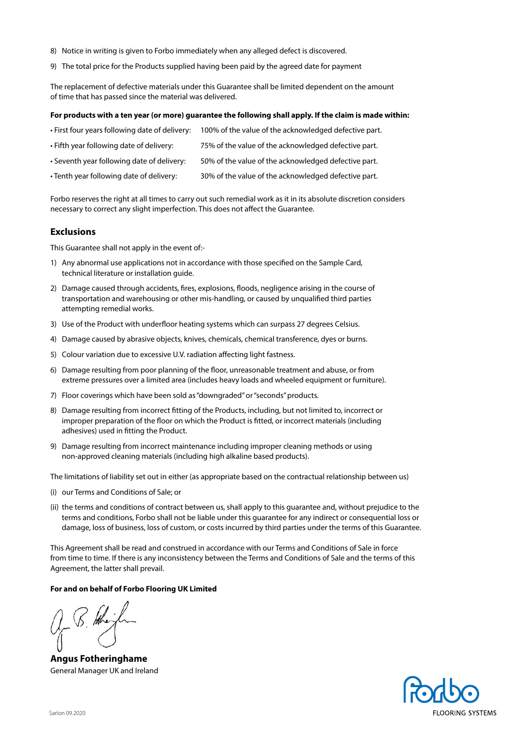8) Notice in writing is given to Forbo immediately when any alleged defect is discovered.

9) The total price for the Products supplied having been paid by the agreed date for payment

The replacement of defective materials under this Guarantee shall be limited dependent on the amount of time that has passed since the material was delivered.

**For products with a ten year (or more) guarantee the following shall apply. If the claim is made within:**

| | |
|---|---|
| • First four years following date of delivery: | 100% of the value of the acknowledged defective part. |
| • Fifth year following date of delivery: | 75% of the value of the acknowledged defective part. |
| • Seventh year following date of delivery: | 50% of the value of the acknowledged defective part. |
| • Tenth year following date of delivery: | 30% of the value of the acknowledged defective part. |

Forbo reserves the right at all times to carry out such remedial work as it in its absolute discretion considers necessary to correct any slight imperfection. This does not affect the Guarantee.

## Exclusions

This Guarantee shall not apply in the event of:-

1) Any abnormal use applications not in accordance with those specified on the Sample Card, technical literature or installation guide.

2) Damage caused through accidents, fires, explosions, floods, negligence arising in the course of transportation and warehousing or other mis-handling, or caused by unqualified third parties attempting remedial works.

3) Use of the Product with underfloor heating systems which can surpass 27 degrees Celsius.

4) Damage caused by abrasive objects, knives, chemicals, chemical transference, dyes or burns.

5) Colour variation due to excessive U.V. radiation affecting light fastness.

6) Damage resulting from poor planning of the floor, unreasonable treatment and abuse, or from extreme pressures over a limited area (includes heavy loads and wheeled equipment or furniture).

7) Floor coverings which have been sold as "downgraded" or "seconds" products.

8) Damage resulting from incorrect fitting of the Products, including, but not limited to, incorrect or improper preparation of the floor on which the Product is fitted, or incorrect materials (including adhesives) used in fitting the Product.

9) Damage resulting from incorrect maintenance including improper cleaning methods or using non-approved cleaning materials (including high alkaline based products).

The limitations of liability set out in either (as appropriate based on the contractual relationship between us)

(i) our Terms and Conditions of Sale; or

(ii) the terms and conditions of contract between us, shall apply to this guarantee and, without prejudice to the terms and conditions, Forbo shall not be liable under this guarantee for any indirect or consequential loss or damage, loss of business, loss of custom, or costs incurred by third parties under the terms of this Guarantee.

This Agreement shall be read and construed in accordance with our Terms and Conditions of Sale in force from time to time. If there is any inconsistency between the Terms and Conditions of Sale and the terms of this Agreement, the latter shall prevail.

**For and on behalf of Forbo Flooring UK Limited**

**Angus Fotheringhame**
General Manager UK and Ireland

Sarlon 09.2020